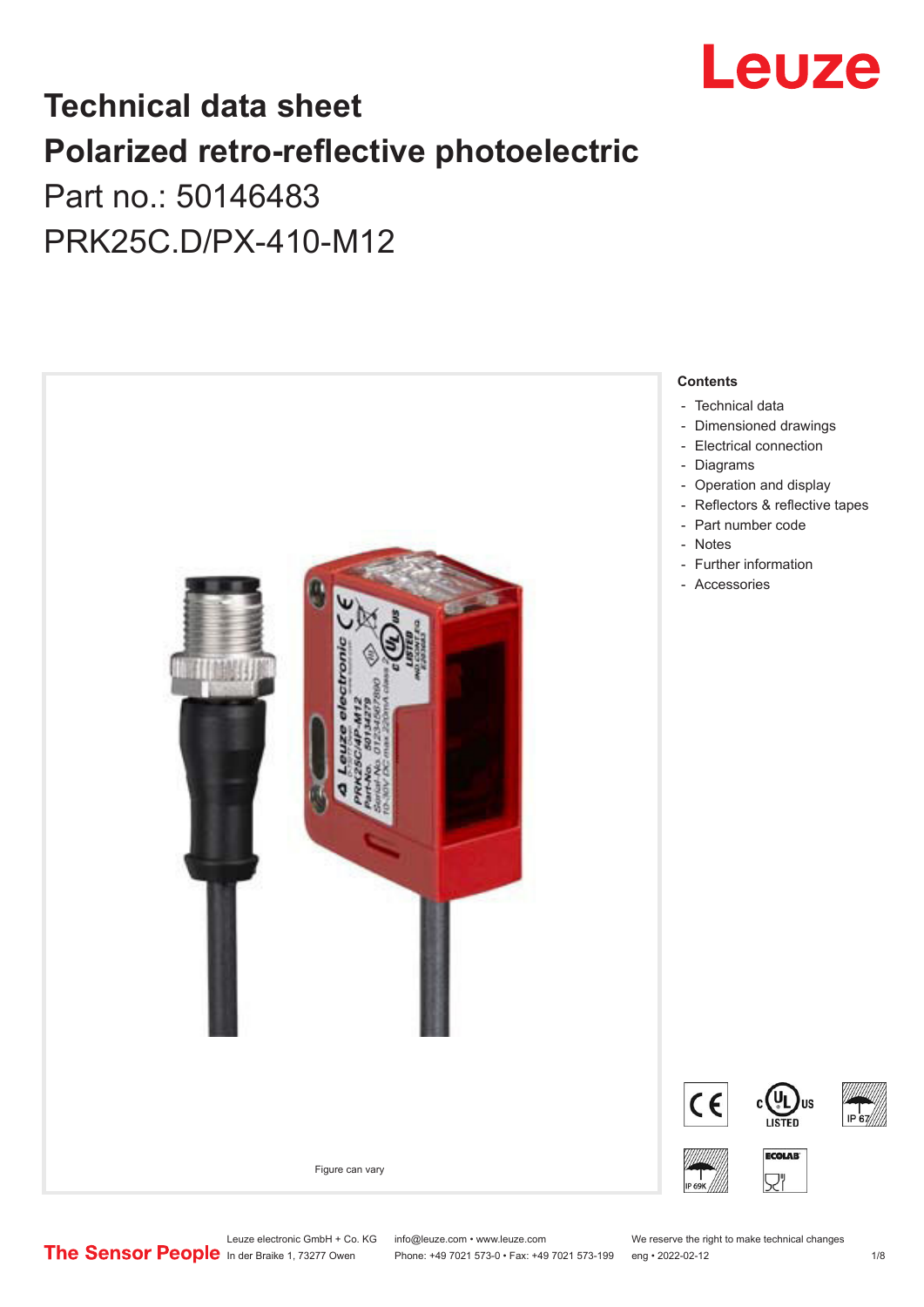# Technical data sheet

# Polarized retro-reflective photoelectric

Part no.: 50146483

PRK25C.D/PX-410-M12

Figure can vary

**Contents**

- Technical data
- Dimensioned drawings
- Electrical connection
- Diagrams
- Operation and display
- Reflectors & reflective tapes
- Part number code
- Notes
- Further information
- Accessories

Leuze electronic GmbH + Co. KG
In der Braike 1, 73277 Owen

info@leuze.com • www.leuze.com
Phone: +49 7021 573-0 • Fax: +49 7021 573-199

We reserve the right to make technical changes
eng • 2022-02-12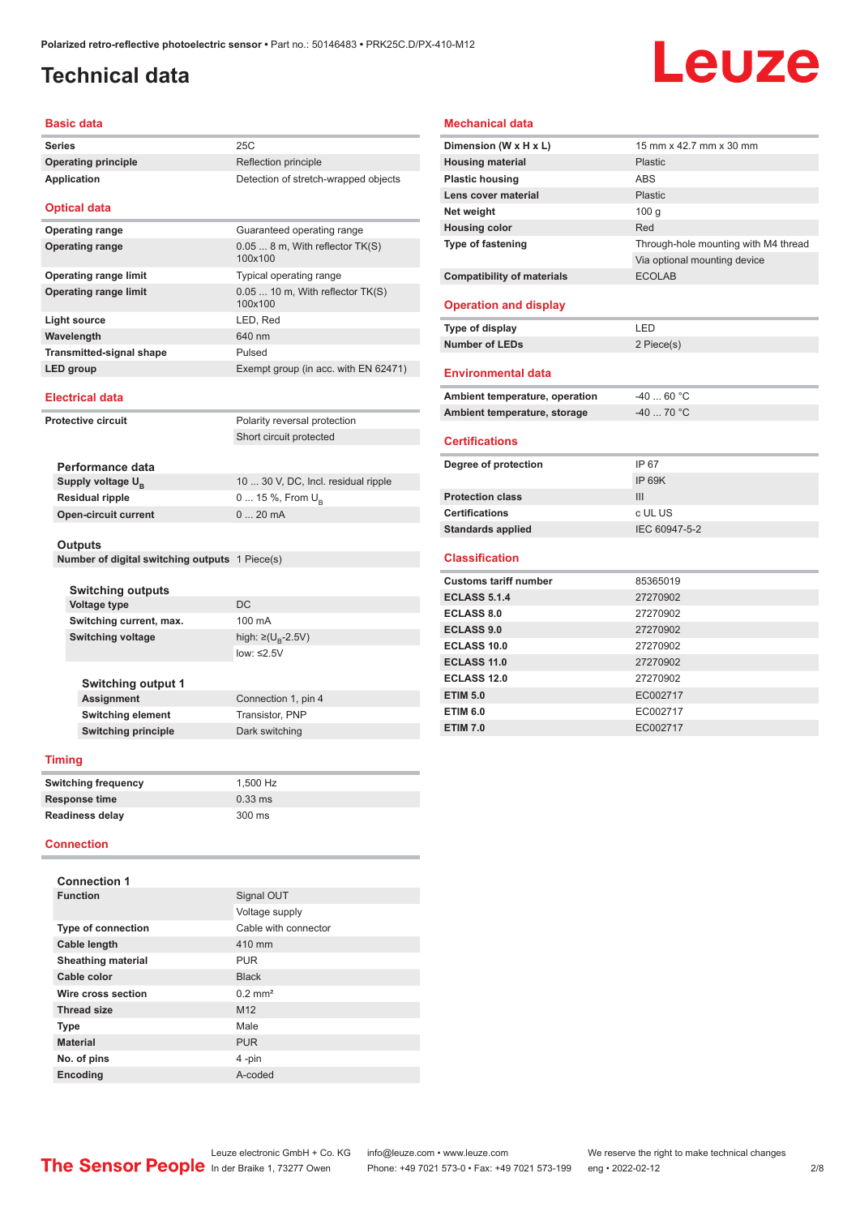# Technical data

## Basic data

| | |
|---|---|
| Series | 25C |
| Operating principle | Reflection principle |
| Application | Detection of stretch-wrapped objects |

## Optical data

| | |
|---|---|
| Operating range | Guaranteed operating range |
| Operating range | 0.05 ... 8 m, With reflector TK(S) 100x100 |
| Operating range limit | Typical operating range |
| Operating range limit | 0.05 ... 10 m, With reflector TK(S) 100x100 |
| Light source | LED, Red |
| Wavelength | 640 nm |
| Transmitted-signal shape | Pulsed |
| LED group | Exempt group (in acc. with EN 62471) |

## Electrical data

| | |
|---|---|
| Protective circuit | Polarity reversal protection |
| | Short circuit protected |

### Performance data

| | |
|---|---|
| Supply voltage $U_B$ | 10 ... 30 V, DC, Incl. residual ripple |
| Residual ripple | 0 ... 15 %, From $U_B$ |
| Open-circuit current | 0 ... 20 mA |

### Outputs

| | |
|---|---|
| Number of digital switching outputs | 1 Piece(s) |

### Switching outputs

| | |
|---|---|
| Voltage type | DC |
| Switching current, max. | 100 mA |
| Switching voltage | high: ≥($U_B$-2.5V) |
| | low: ≤2.5V |

### Switching output 1

| | |
|---|---|
| Assignment | Connection 1, pin 4 |
| Switching element | Transistor, PNP |
| Switching principle | Dark switching |

## Timing

| | |
|---|---|
| Switching frequency | 1,500 Hz |
| Response time | 0.33 ms |
| Readiness delay | 300 ms |

## Connection

### Connection 1

| | |
|---|---|
| Function | Signal OUT |
| | Voltage supply |
| Type of connection | Cable with connector |
| Cable length | 410 mm |
| Sheathing material | PUR |
| Cable color | Black |
| Wire cross section | 0.2 mm² |
| Thread size | M12 |
| Type | Male |
| Material | PUR |
| No. of pins | 4 -pin |
| Encoding | A-coded |

## Mechanical data

| | |
|---|---|
| Dimension (W x H x L) | 15 mm x 42.7 mm x 30 mm |
| Housing material | Plastic |
| Plastic housing | ABS |
| Lens cover material | Plastic |
| Net weight | 100 g |
| Housing color | Red |
| Type of fastening | Through-hole mounting with M4 thread |
| | Via optional mounting device |
| Compatibility of materials | ECOLAB |

## Operation and display

| | |
|---|---|
| Type of display | LED |
| Number of LEDs | 2 Piece(s) |

## Environmental data

| | |
|---|---|
| Ambient temperature, operation | -40 ... 60 °C |
| Ambient temperature, storage | -40 ... 70 °C |

## Certifications

| | |
|---|---|
| Degree of protection | IP 67 |
| | IP 69K |
| Protection class | III |
| Certifications | c UL US |
| Standards applied | IEC 60947-5-2 |

## Classification

| | |
|---|---|
| Customs tariff number | 85365019 |
| ECLASS 5.1.4 | 27270902 |
| ECLASS 8.0 | 27270902 |
| ECLASS 9.0 | 27270902 |
| ECLASS 10.0 | 27270902 |
| ECLASS 11.0 | 27270902 |
| ECLASS 12.0 | 27270902 |
| ETIM 5.0 | EC002717 |
| ETIM 6.0 | EC002717 |
| ETIM 7.0 | EC002717 |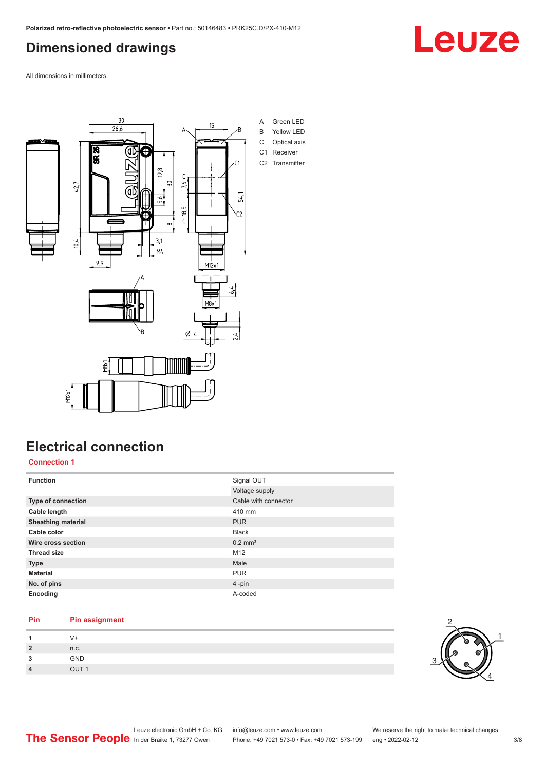# Dimensioned drawings

All dimensions in millimeters

A Green LED
B Yellow LED
C Optical axis
C1 Receiver
C2 Transmitter

# Electrical connection

## Connection 1

| Function | Signal OUT |
|---|---|
| | Voltage supply |
| Type of connection | Cable with connector |
| Cable length | 410 mm |
| Sheathing material | PUR |
| Cable color | Black |
| Wire cross section | 0.2 mm² |
| Thread size | M12 |
| Type | Male |
| Material | PUR |
| No. of pins | 4 -pin |
| Encoding | A-coded |

| Pin | Pin assignment |
|---|---|
| 1 | V+ |
| 2 | n.c. |
| 3 | GND |
| 4 | OUT 1 |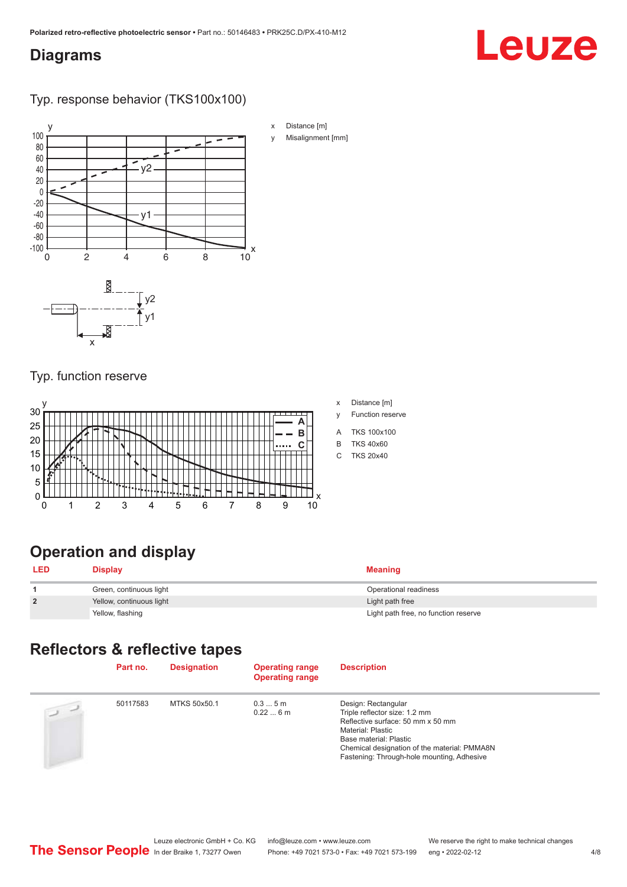## Diagrams

### Typ. response behavior (TKS100x100)

x Distance [m]

y Misalignment [mm]

### Typ. function reserve

x Distance [m]

y Function reserve

A TKS 100x100

B TKS 40x60

C TKS 20x40

## Operation and display

| LED | Display | Meaning |
|---|---|---|
| 1 | Green, continuous light | Operational readiness |
| 2 | Yellow, continuous light | Light path free |
| | Yellow, flashing | Light path free, no function reserve |

## Reflectors & reflective tapes

| | Part no. | Designation | Operating range<br>Operating range | Description |
|---|---|---|---|---|
| | 50117583 | MTKS 50x50.1 | 0.3 ... 5 m<br>0.22 ... 6 m | Design: Rectangular<br>Triple reflector size: 1.2 mm<br>Reflective surface: 50 mm x 50 mm<br>Material: Plastic<br>Base material: Plastic<br>Chemical designation of the material: PMMA8N<br>Fastening: Through-hole mounting, Adhesive |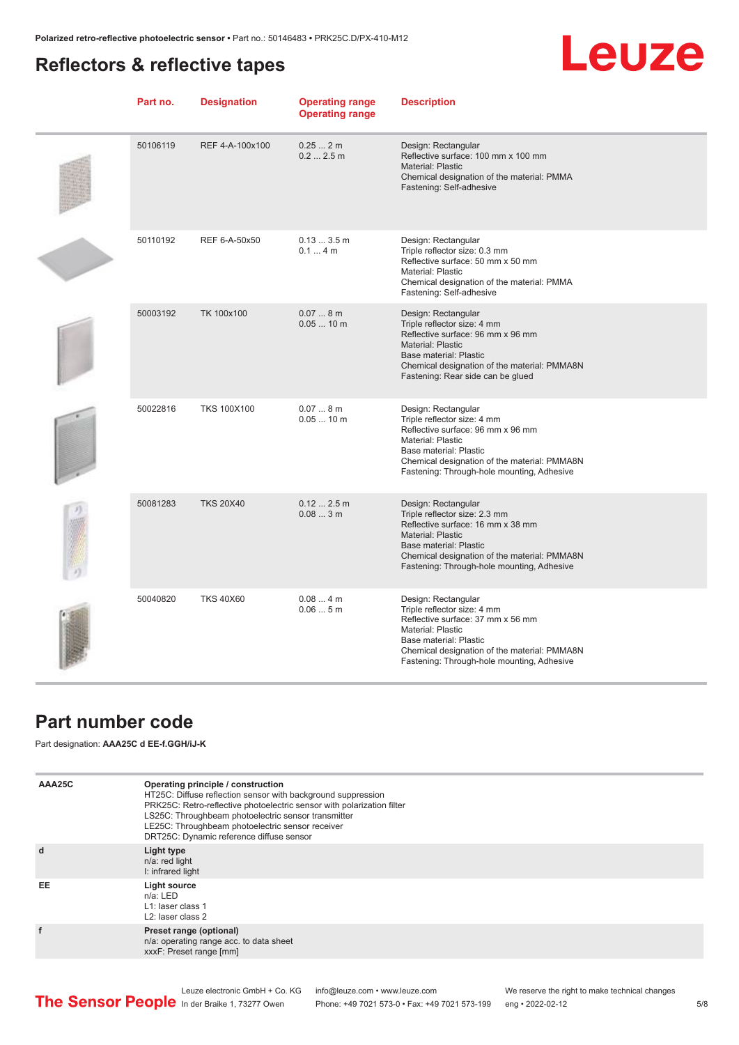## Reflectors & reflective tapes

| Part no. | Designation | Operating range<br>Operating range | Description |
|---|---|---|---|
| 50106119 | REF 4-A-100x100 | 0.25 ... 2 m<br>0.2 ... 2.5 m | Design: Rectangular<br>Reflective surface: 100 mm x 100 mm<br>Material: Plastic<br>Chemical designation of the material: PMMA<br>Fastening: Self-adhesive |
| 50110192 | REF 6-A-50x50 | 0.13 ... 3.5 m<br>0.1 ... 4 m | Design: Rectangular<br>Triple reflector size: 0.3 mm<br>Reflective surface: 50 mm x 50 mm<br>Material: Plastic<br>Chemical designation of the material: PMMA<br>Fastening: Self-adhesive |
| 50003192 | TK 100x100 | 0.07 ... 8 m<br>0.05 ... 10 m | Design: Rectangular<br>Triple reflector size: 4 mm<br>Reflective surface: 96 mm x 96 mm<br>Material: Plastic<br>Base material: Plastic<br>Chemical designation of the material: PMMA8N<br>Fastening: Rear side can be glued |
| 50022816 | TKS 100X100 | 0.07 ... 8 m<br>0.05 ... 10 m | Design: Rectangular<br>Triple reflector size: 4 mm<br>Reflective surface: 96 mm x 96 mm<br>Material: Plastic<br>Base material: Plastic<br>Chemical designation of the material: PMMA8N<br>Fastening: Through-hole mounting, Adhesive |
| 50081283 | TKS 20X40 | 0.12 ... 2.5 m<br>0.08 ... 3 m | Design: Rectangular<br>Triple reflector size: 2.3 mm<br>Reflective surface: 16 mm x 38 mm<br>Material: Plastic<br>Base material: Plastic<br>Chemical designation of the material: PMMA8N<br>Fastening: Through-hole mounting, Adhesive |
| 50040820 | TKS 40X60 | 0.08 ... 4 m<br>0.06 ... 5 m | Design: Rectangular<br>Triple reflector size: 4 mm<br>Reflective surface: 37 mm x 56 mm<br>Material: Plastic<br>Base material: Plastic<br>Chemical designation of the material: PMMA8N<br>Fastening: Through-hole mounting, Adhesive |

## Part number code

Part designation: **AAA25C d EE-f.GGH/iJ-K**

| | |
|---|---|
| **AAA25C** | **Operating principle / construction**<br>HT25C: Diffuse reflection sensor with background suppression<br>PRK25C: Retro-reflective photoelectric sensor with polarization filter<br>LS25C: Throughbeam photoelectric sensor transmitter<br>LE25C: Throughbeam photoelectric sensor receiver<br>DRT25C: Dynamic reference diffuse sensor |
| **d** | **Light type**<br>n/a: red light<br>I: infrared light |
| **EE** | **Light source**<br>n/a: LED<br>L1: laser class 1<br>L2: laser class 2 |
| **f** | **Preset range (optional)**<br>n/a: operating range acc. to data sheet<br>xxxF: Preset range [mm] |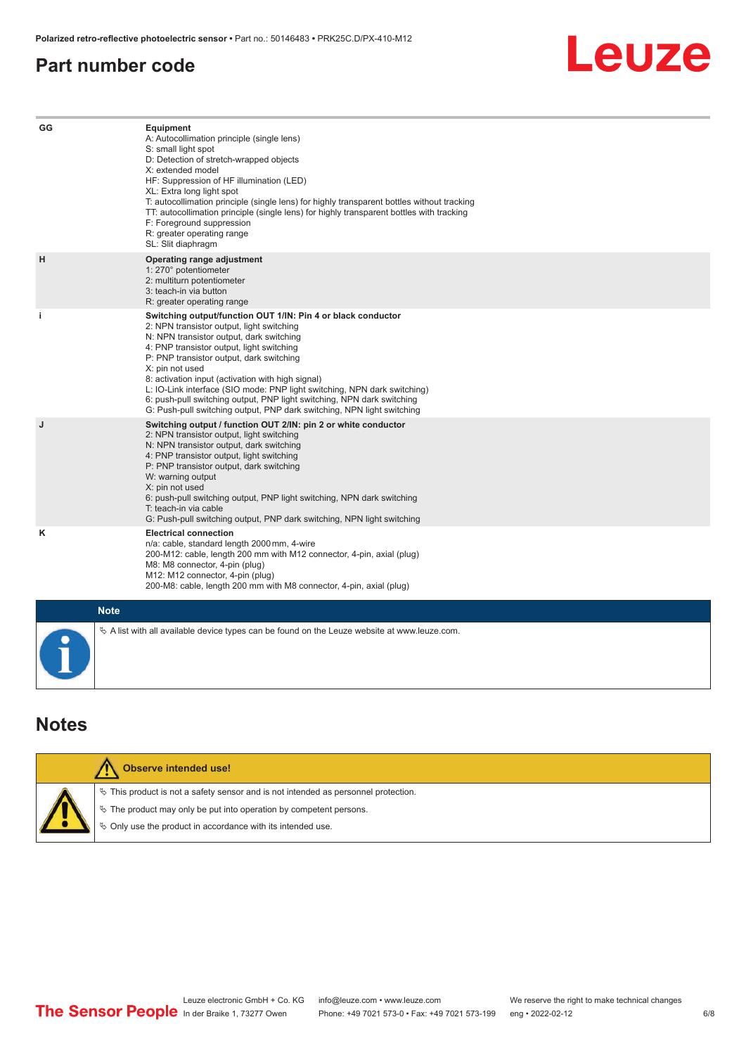## Part number code

| | |
|---|---|
| GG | **Equipment**<br>A: Autocollimation principle (single lens)<br>S: small light spot<br>D: Detection of stretch-wrapped objects<br>X: extended model<br>HF: Suppression of HF illumination (LED)<br>XL: Extra long light spot<br>T: autocollimation principle (single lens) for highly transparent bottles without tracking<br>TT: autocollimation principle (single lens) for highly transparent bottles with tracking<br>F: Foreground suppression<br>R: greater operating range<br>SL: Slit diaphragm |
| H | **Operating range adjustment**<br>1: 270° potentiometer<br>2: multiturn potentiometer<br>3: teach-in via button<br>R: greater operating range |
| i | **Switching output/function OUT 1/IN: Pin 4 or black conductor**<br>2: NPN transistor output, light switching<br>N: NPN transistor output, dark switching<br>4: PNP transistor output, light switching<br>P: PNP transistor output, dark switching<br>X: pin not used<br>8: activation input (activation with high signal)<br>L: IO-Link interface (SIO mode: PNP light switching, NPN dark switching)<br>6: push-pull switching output, PNP light switching, NPN dark switching<br>G: Push-pull switching output, PNP dark switching, NPN light switching |
| J | **Switching output / function OUT 2/IN: pin 2 or white conductor**<br>2: NPN transistor output, light switching<br>N: NPN transistor output, dark switching<br>4: PNP transistor output, light switching<br>P: PNP transistor output, dark switching<br>W: warning output<br>X: pin not used<br>6: push-pull switching output, PNP light switching, NPN dark switching<br>T: teach-in via cable<br>G: Push-pull switching output, PNP dark switching, NPN light switching |
| K | **Electrical connection**<br>n/a: cable, standard length 2000 mm, 4-wire<br>200-M12: cable, length 200 mm with M12 connector, 4-pin, axial (plug)<br>M8: M8 connector, 4-pin (plug)<br>M12: M12 connector, 4-pin (plug)<br>200-M8: cable, length 200 mm with M8 connector, 4-pin, axial (plug) |

**Note**

- A list with all available device types can be found on the Leuze website at www.leuze.com.

## Notes

**Observe intended use!**

- This product is not a safety sensor and is not intended as personnel protection.
- The product may only be put into operation by competent persons.
- Only use the product in accordance with its intended use.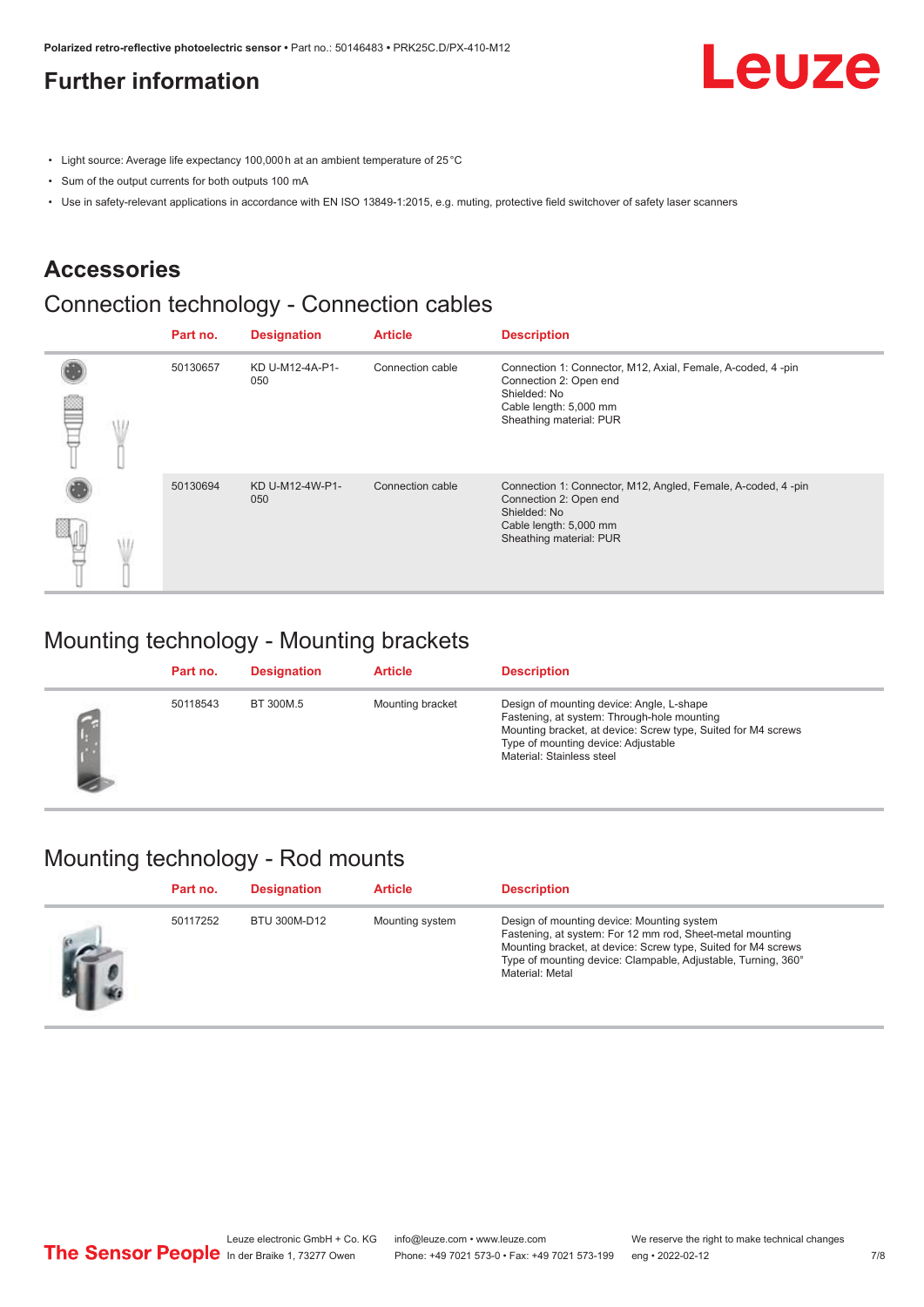# Further information

- Light source: Average life expectancy 100,000 h at an ambient temperature of 25 °C
- Sum of the output currents for both outputs 100 mA
- Use in safety-relevant applications in accordance with EN ISO 13849-1:2015, e.g. muting, protective field switchover of safety laser scanners

## Accessories

### Connection technology - Connection cables

| | Part no. | Designation | Article | Description |
|---|---|---|---|---|
| | 50130657 | KD U-M12-4A-P1-050 | Connection cable | Connection 1: Connector, M12, Axial, Female, A-coded, 4 -pin<br>Connection 2: Open end<br>Shielded: No<br>Cable length: 5,000 mm<br>Sheathing material: PUR |
| | 50130694 | KD U-M12-4W-P1-050 | Connection cable | Connection 1: Connector, M12, Angled, Female, A-coded, 4 -pin<br>Connection 2: Open end<br>Shielded: No<br>Cable length: 5,000 mm<br>Sheathing material: PUR |

### Mounting technology - Mounting brackets

| | Part no. | Designation | Article | Description |
|---|---|---|---|---|
| | 50118543 | BT 300M.5 | Mounting bracket | Design of mounting device: Angle, L-shape<br>Fastening, at system: Through-hole mounting<br>Mounting bracket, at device: Screw type, Suited for M4 screws<br>Type of mounting device: Adjustable<br>Material: Stainless steel |

### Mounting technology - Rod mounts

| | Part no. | Designation | Article | Description |
|---|---|---|---|---|
| | 50117252 | BTU 300M-D12 | Mounting system | Design of mounting device: Mounting system<br>Fastening, at system: For 12 mm rod, Sheet-metal mounting<br>Mounting bracket, at device: Screw type, Suited for M4 screws<br>Type of mounting device: Clampable, Adjustable, Turning, 360°<br>Material: Metal |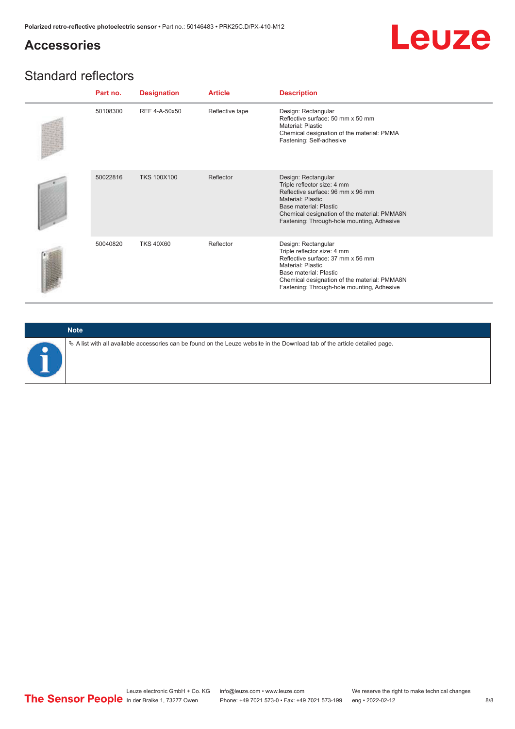## Accessories

### Standard reflectors

| | Part no. | Designation | Article | Description |
|---|---|---|---|---|
| | 50108300 | REF 4-A-50x50 | Reflective tape | Design: Rectangular<br>Reflective surface: 50 mm x 50 mm<br>Material: Plastic<br>Chemical designation of the material: PMMA<br>Fastening: Self-adhesive |
| | 50022816 | TKS 100X100 | Reflector | Design: Rectangular<br>Triple reflector size: 4 mm<br>Reflective surface: 96 mm x 96 mm<br>Material: Plastic<br>Base material: Plastic<br>Chemical designation of the material: PMMA8N<br>Fastening: Through-hole mounting, Adhesive |
| | 50040820 | TKS 40X60 | Reflector | Design: Rectangular<br>Triple reflector size: 4 mm<br>Reflective surface: 37 mm x 56 mm<br>Material: Plastic<br>Base material: Plastic<br>Chemical designation of the material: PMMA8N<br>Fastening: Through-hole mounting, Adhesive |

**Note**

↳ A list with all available accessories can be found on the Leuze website in the Download tab of the article detailed page.